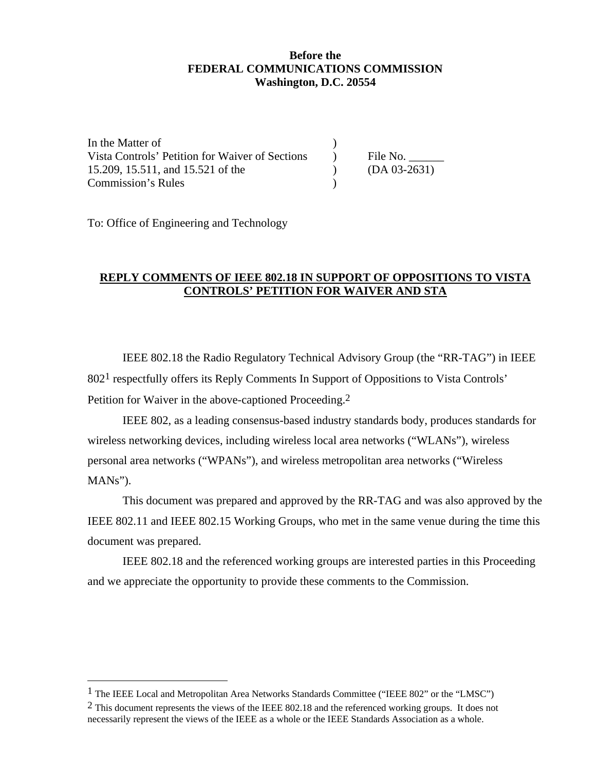**Before the**
**FEDERAL COMMUNICATIONS COMMISSION**
**Washington, D.C. 20554**

| | | |
|---|---|---|
| In the Matter of | ) | |
| Vista Controls' Petition for Waiver of Sections | ) | File No. ______ |
| 15.209, 15.511, and 15.521 of the | ) | (DA 03-2631) |
| Commission's Rules | ) | |

To: Office of Engineering and Technology

**REPLY COMMENTS OF IEEE 802.18 IN SUPPORT OF OPPOSITIONS TO VISTA CONTROLS' PETITION FOR WAIVER AND STA**

IEEE 802.18 the Radio Regulatory Technical Advisory Group (the "RR-TAG") in IEEE 802[1] respectfully offers its Reply Comments In Support of Oppositions to Vista Controls' Petition for Waiver in the above-captioned Proceeding.[2]

IEEE 802, as a leading consensus-based industry standards body, produces standards for wireless networking devices, including wireless local area networks ("WLANs"), wireless personal area networks ("WPANs"), and wireless metropolitan area networks ("Wireless MANs").

This document was prepared and approved by the RR-TAG and was also approved by the IEEE 802.11 and IEEE 802.15 Working Groups, who met in the same venue during the time this document was prepared.

IEEE 802.18 and the referenced working groups are interested parties in this Proceeding and we appreciate the opportunity to provide these comments to the Commission.

---

[1] The IEEE Local and Metropolitan Area Networks Standards Committee ("IEEE 802" or the "LMSC")

[2] This document represents the views of the IEEE 802.18 and the referenced working groups. It does not necessarily represent the views of the IEEE as a whole or the IEEE Standards Association as a whole.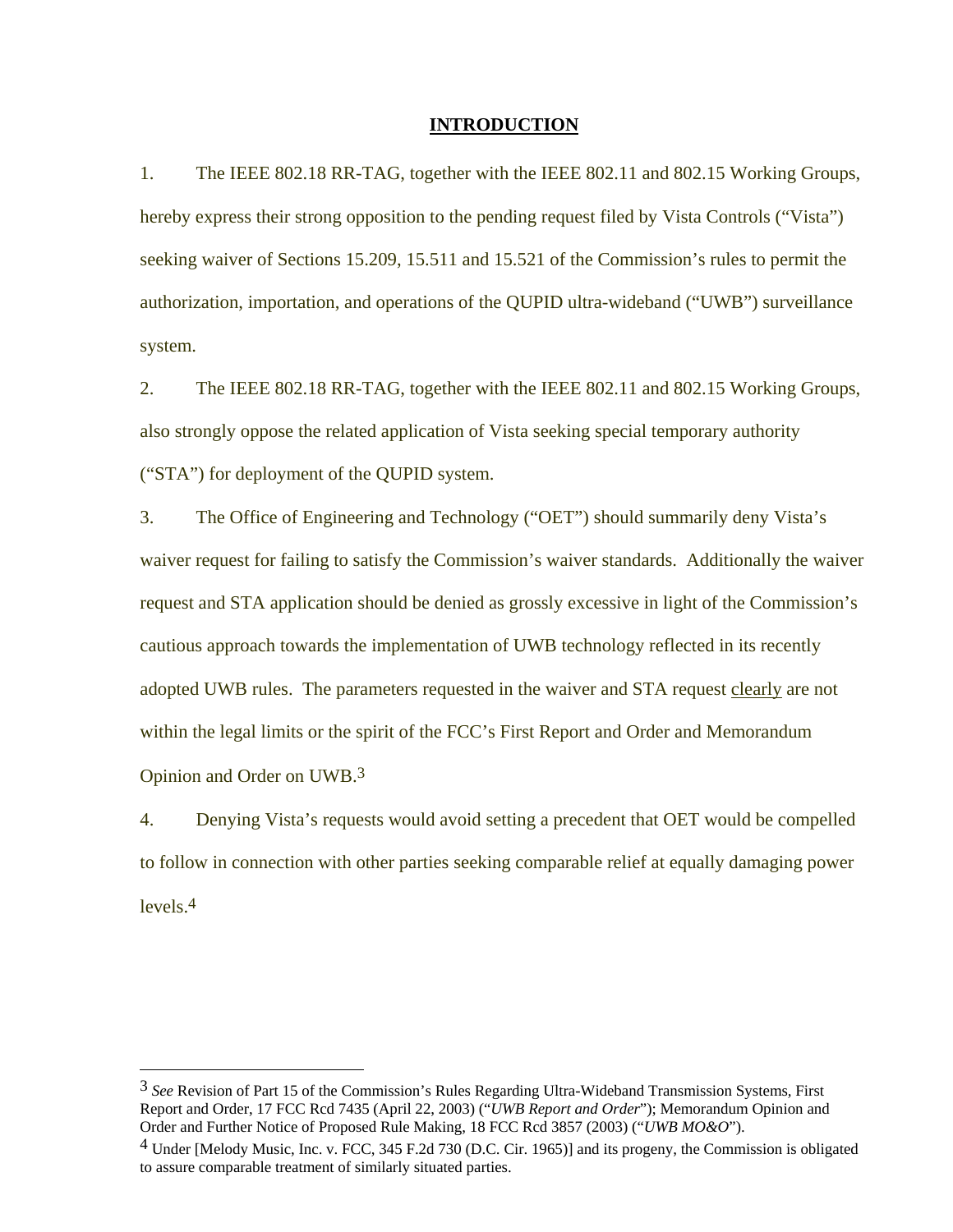## INTRODUCTION

1. The IEEE 802.18 RR-TAG, together with the IEEE 802.11 and 802.15 Working Groups, hereby express their strong opposition to the pending request filed by Vista Controls ("Vista") seeking waiver of Sections 15.209, 15.511 and 15.521 of the Commission's rules to permit the authorization, importation, and operations of the QUPID ultra-wideband ("UWB") surveillance system.

2. The IEEE 802.18 RR-TAG, together with the IEEE 802.11 and 802.15 Working Groups, also strongly oppose the related application of Vista seeking special temporary authority ("STA") for deployment of the QUPID system.

3. The Office of Engineering and Technology ("OET") should summarily deny Vista's waiver request for failing to satisfy the Commission's waiver standards. Additionally the waiver request and STA application should be denied as grossly excessive in light of the Commission's cautious approach towards the implementation of UWB technology reflected in its recently adopted UWB rules. The parameters requested in the waiver and STA request <u>clearly</u> are not within the legal limits or the spirit of the FCC's First Report and Order and Memorandum Opinion and Order on UWB.[3]

4. Denying Vista's requests would avoid setting a precedent that OET would be compelled to follow in connection with other parties seeking comparable relief at equally damaging power levels.[4]

---

[3] *See* Revision of Part 15 of the Commission's Rules Regarding Ultra-Wideband Transmission Systems, First Report and Order, 17 FCC Rcd 7435 (April 22, 2003) ("*UWB Report and Order*"); Memorandum Opinion and Order and Further Notice of Proposed Rule Making, 18 FCC Rcd 3857 (2003) ("*UWB MO&O*").

[4] Under [Melody Music, Inc. v. FCC, 345 F.2d 730 (D.C. Cir. 1965)] and its progeny, the Commission is obligated to assure comparable treatment of similarly situated parties.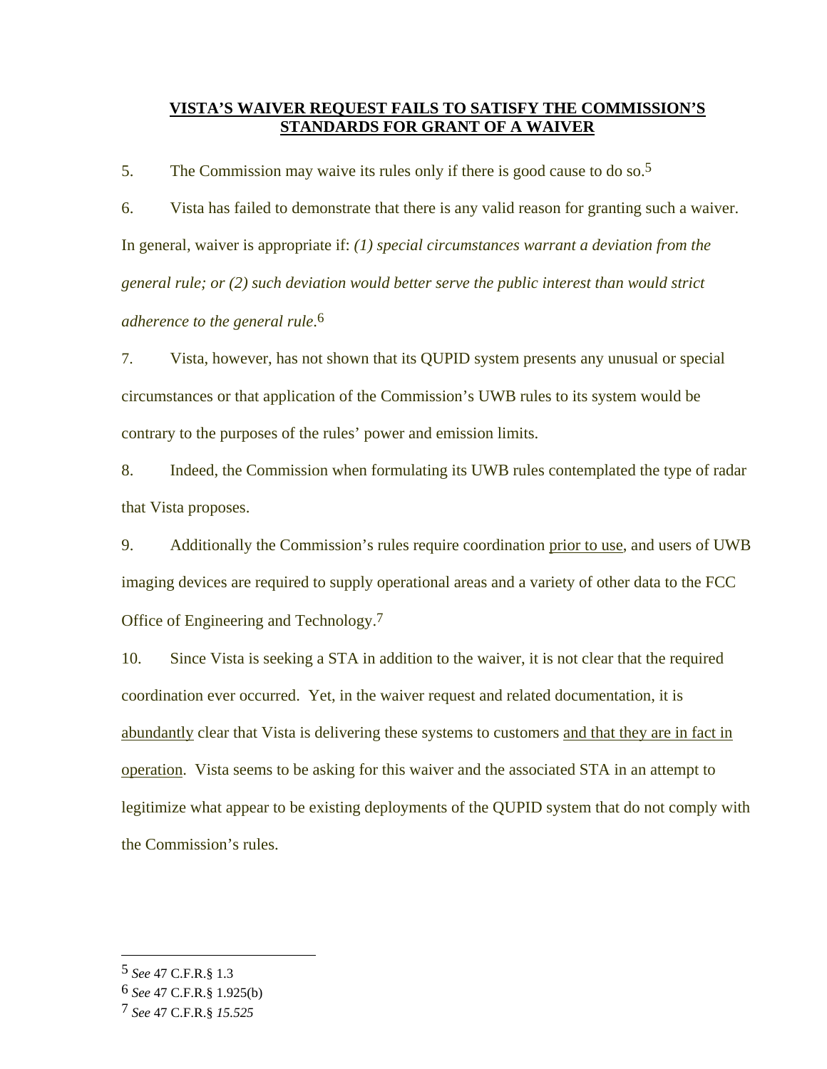## VISTA'S WAIVER REQUEST FAILS TO SATISFY THE COMMISSION'S STANDARDS FOR GRANT OF A WAIVER

5. The Commission may waive its rules only if there is good cause to do so.[5]

6. Vista has failed to demonstrate that there is any valid reason for granting such a waiver. In general, waiver is appropriate if: *(1) special circumstances warrant a deviation from the general rule; or (2) such deviation would better serve the public interest than would strict adherence to the general rule*.[6]

7. Vista, however, has not shown that its QUPID system presents any unusual or special circumstances or that application of the Commission's UWB rules to its system would be contrary to the purposes of the rules' power and emission limits.

8. Indeed, the Commission when formulating its UWB rules contemplated the type of radar that Vista proposes.

9. Additionally the Commission's rules require coordination <u>prior to use</u>, and users of UWB imaging devices are required to supply operational areas and a variety of other data to the FCC Office of Engineering and Technology.[7]

10. Since Vista is seeking a STA in addition to the waiver, it is not clear that the required coordination ever occurred. Yet, in the waiver request and related documentation, it is <u>abundantly</u> clear that Vista is delivering these systems to customers <u>and that they are in fact in operation</u>. Vista seems to be asking for this waiver and the associated STA in an attempt to legitimize what appear to be existing deployments of the QUPID system that do not comply with the Commission's rules.

---

[5] *See* 47 C.F.R.§ 1.3

[6] *See* 47 C.F.R.§ 1.925(b)

[7] *See* 47 C.F.R.§ *15.525*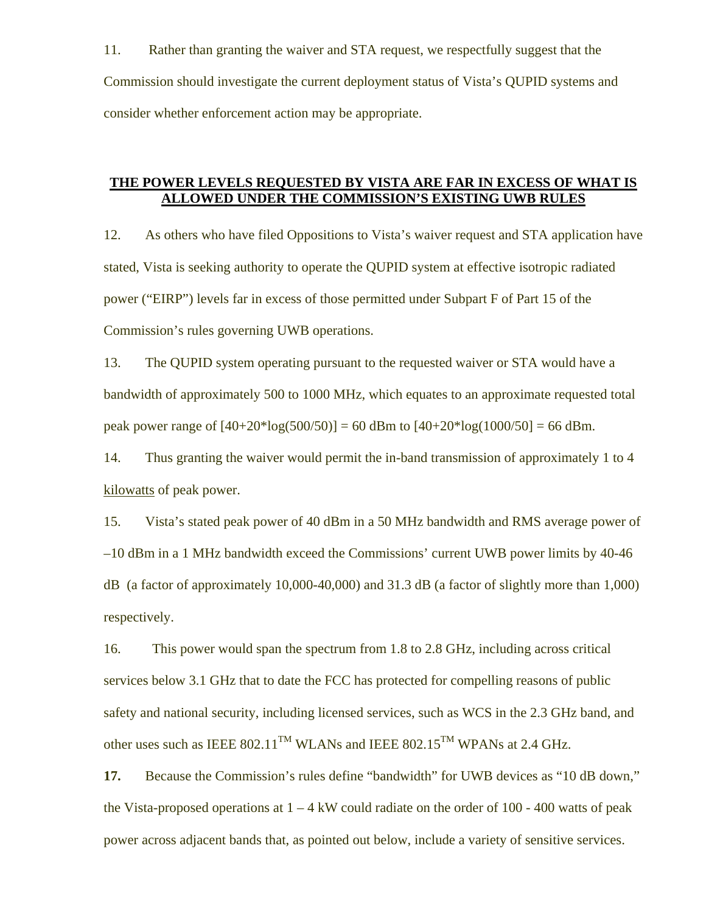11. Rather than granting the waiver and STA request, we respectfully suggest that the Commission should investigate the current deployment status of Vista's QUPID systems and consider whether enforcement action may be appropriate.

## <u>THE POWER LEVELS REQUESTED BY VISTA ARE FAR IN EXCESS OF WHAT IS ALLOWED UNDER THE COMMISSION'S EXISTING UWB RULES</u>

12. As others who have filed Oppositions to Vista's waiver request and STA application have stated, Vista is seeking authority to operate the QUPID system at effective isotropic radiated power ("EIRP") levels far in excess of those permitted under Subpart F of Part 15 of the Commission's rules governing UWB operations.

13. The QUPID system operating pursuant to the requested waiver or STA would have a bandwidth of approximately 500 to 1000 MHz, which equates to an approximate requested total peak power range of $[40+20*\log(500/50)] = 60$ dBm to $[40+20*\log(1000/50] = 66$ dBm.

14. Thus granting the waiver would permit the in-band transmission of approximately 1 to 4 <u>kilowatts</u> of peak power.

15. Vista's stated peak power of 40 dBm in a 50 MHz bandwidth and RMS average power of –10 dBm in a 1 MHz bandwidth exceed the Commissions' current UWB power limits by 40-46 dB (a factor of approximately 10,000-40,000) and 31.3 dB (a factor of slightly more than 1,000) respectively.

16. This power would span the spectrum from 1.8 to 2.8 GHz, including across critical services below 3.1 GHz that to date the FCC has protected for compelling reasons of public safety and national security, including licensed services, such as WCS in the 2.3 GHz band, and other uses such as IEEE 802.11™ WLANs and IEEE 802.15™ WPANs at 2.4 GHz.

**17.** Because the Commission's rules define "bandwidth" for UWB devices as "10 dB down," the Vista-proposed operations at 1 – 4 kW could radiate on the order of 100 - 400 watts of peak power across adjacent bands that, as pointed out below, include a variety of sensitive services.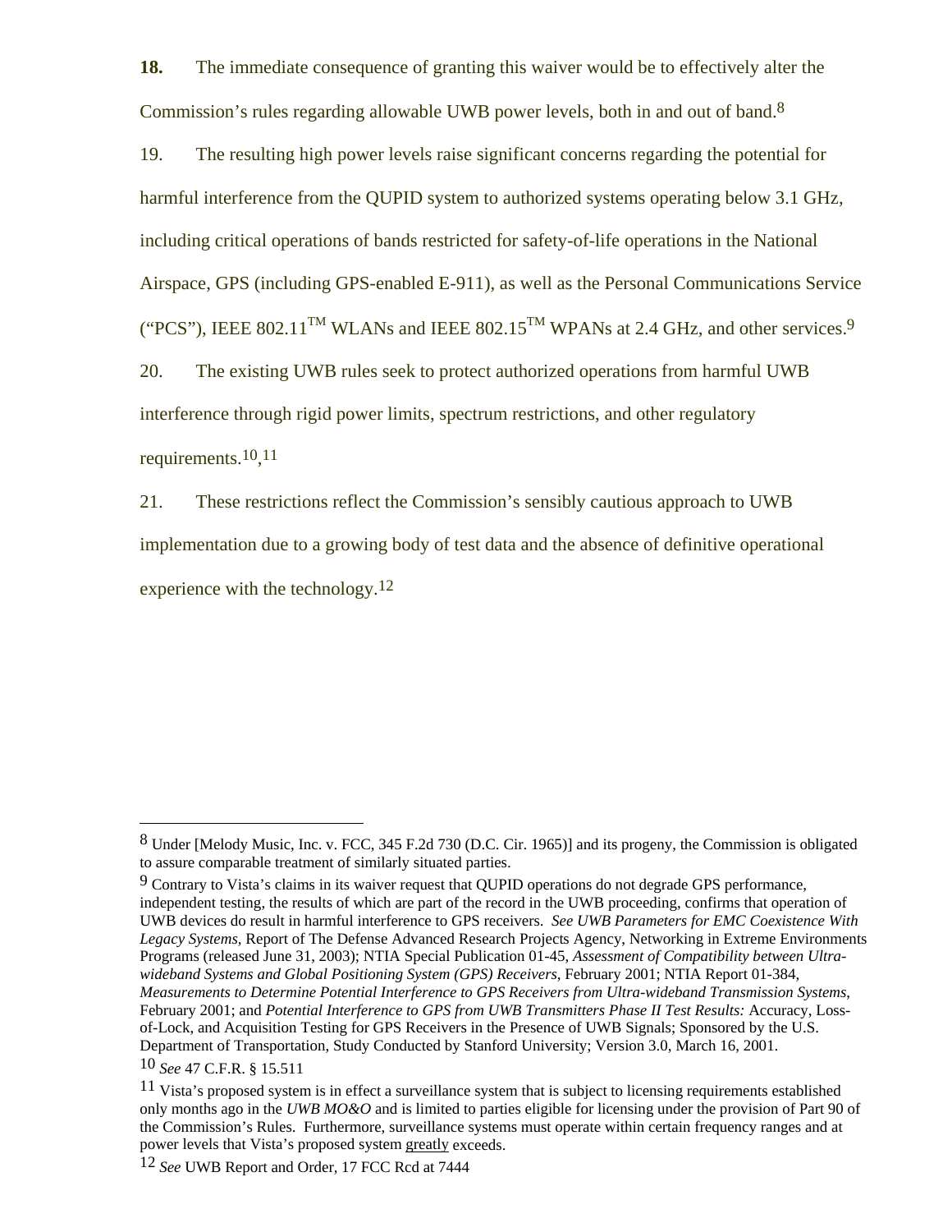**18.** The immediate consequence of granting this waiver would be to effectively alter the Commission's rules regarding allowable UWB power levels, both in and out of band.[8]

19. The resulting high power levels raise significant concerns regarding the potential for harmful interference from the QUPID system to authorized systems operating below 3.1 GHz, including critical operations of bands restricted for safety-of-life operations in the National Airspace, GPS (including GPS-enabled E-911), as well as the Personal Communications Service ("PCS"), IEEE 802.11™ WLANs and IEEE 802.15™ WPANs at 2.4 GHz, and other services.[9]

20. The existing UWB rules seek to protect authorized operations from harmful UWB interference through rigid power limits, spectrum restrictions, and other regulatory requirements.[10],[11]

21. These restrictions reflect the Commission's sensibly cautious approach to UWB implementation due to a growing body of test data and the absence of definitive operational experience with the technology.[12]

---

[8] Under [Melody Music, Inc. v. FCC, 345 F.2d 730 (D.C. Cir. 1965)] and its progeny, the Commission is obligated to assure comparable treatment of similarly situated parties.

[9] Contrary to Vista's claims in its waiver request that QUPID operations do not degrade GPS performance, independent testing, the results of which are part of the record in the UWB proceeding, confirms that operation of UWB devices do result in harmful interference to GPS receivers. *See UWB Parameters for EMC Coexistence With Legacy Systems,* Report of The Defense Advanced Research Projects Agency, Networking in Extreme Environments Programs (released June 31, 2003); NTIA Special Publication 01-45, *Assessment of Compatibility between Ultra-wideband Systems and Global Positioning System (GPS) Receivers,* February 2001; NTIA Report 01-384, *Measurements to Determine Potential Interference to GPS Receivers from Ultra-wideband Transmission Systems,* February 2001; and *Potential Interference to GPS from UWB Transmitters Phase II Test Results:* Accuracy, Loss-of-Lock, and Acquisition Testing for GPS Receivers in the Presence of UWB Signals; Sponsored by the U.S. Department of Transportation, Study Conducted by Stanford University; Version 3.0, March 16, 2001.

[10] *See* 47 C.F.R. § 15.511

[11] Vista's proposed system is in effect a surveillance system that is subject to licensing requirements established only months ago in the *UWB MO&O* and is limited to parties eligible for licensing under the provision of Part 90 of the Commission's Rules. Furthermore, surveillance systems must operate within certain frequency ranges and at power levels that Vista's proposed system greatly exceeds.

[12] *See* UWB Report and Order, 17 FCC Rcd at 7444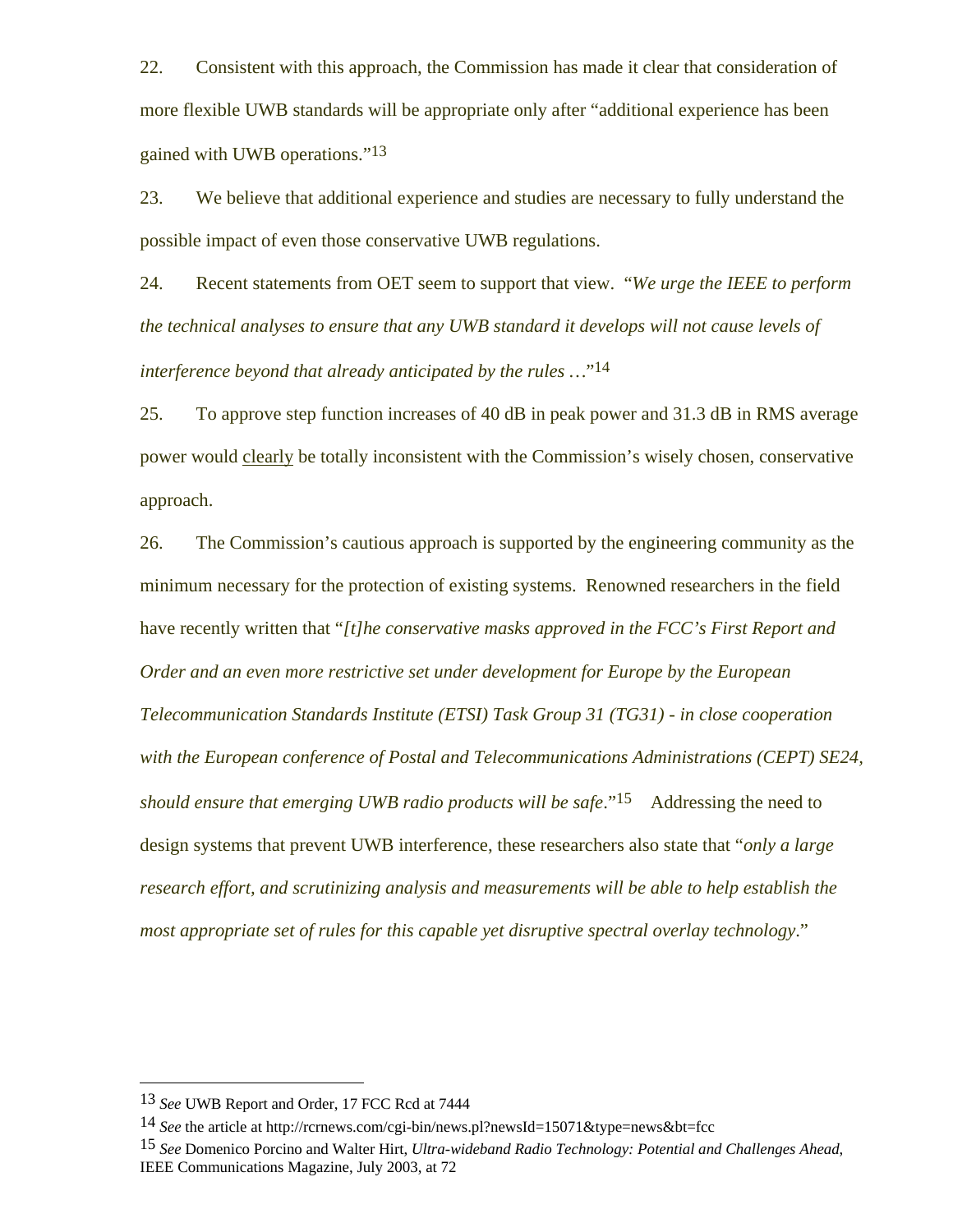22. Consistent with this approach, the Commission has made it clear that consideration of more flexible UWB standards will be appropriate only after "additional experience has been gained with UWB operations."[13]

23. We believe that additional experience and studies are necessary to fully understand the possible impact of even those conservative UWB regulations.

24. Recent statements from OET seem to support that view. "*We urge the IEEE to perform the technical analyses to ensure that any UWB standard it develops will not cause levels of interference beyond that already anticipated by the rules* …"[14]

25. To approve step function increases of 40 dB in peak power and 31.3 dB in RMS average power would <u>clearly</u> be totally inconsistent with the Commission's wisely chosen, conservative approach.

26. The Commission's cautious approach is supported by the engineering community as the minimum necessary for the protection of existing systems. Renowned researchers in the field have recently written that "*[t]he conservative masks approved in the FCC's First Report and Order and an even more restrictive set under development for Europe by the European Telecommunication Standards Institute (ETSI) Task Group 31 (TG31) - in close cooperation with the European conference of Postal and Telecommunications Administrations (CEPT) SE24, should ensure that emerging UWB radio products will be safe*."[15] Addressing the need to design systems that prevent UWB interference, these researchers also state that "*only a large research effort, and scrutinizing analysis and measurements will be able to help establish the most appropriate set of rules for this capable yet disruptive spectral overlay technology*."

---

[13] *See* UWB Report and Order, 17 FCC Rcd at 7444

[14] *See* the article at http://rcrnews.com/cgi-bin/news.pl?newsId=15071&type=news&bt=fcc

[15] *See* Domenico Porcino and Walter Hirt, *Ultra-wideband Radio Technology: Potential and Challenges Ahead*, IEEE Communications Magazine, July 2003, at 72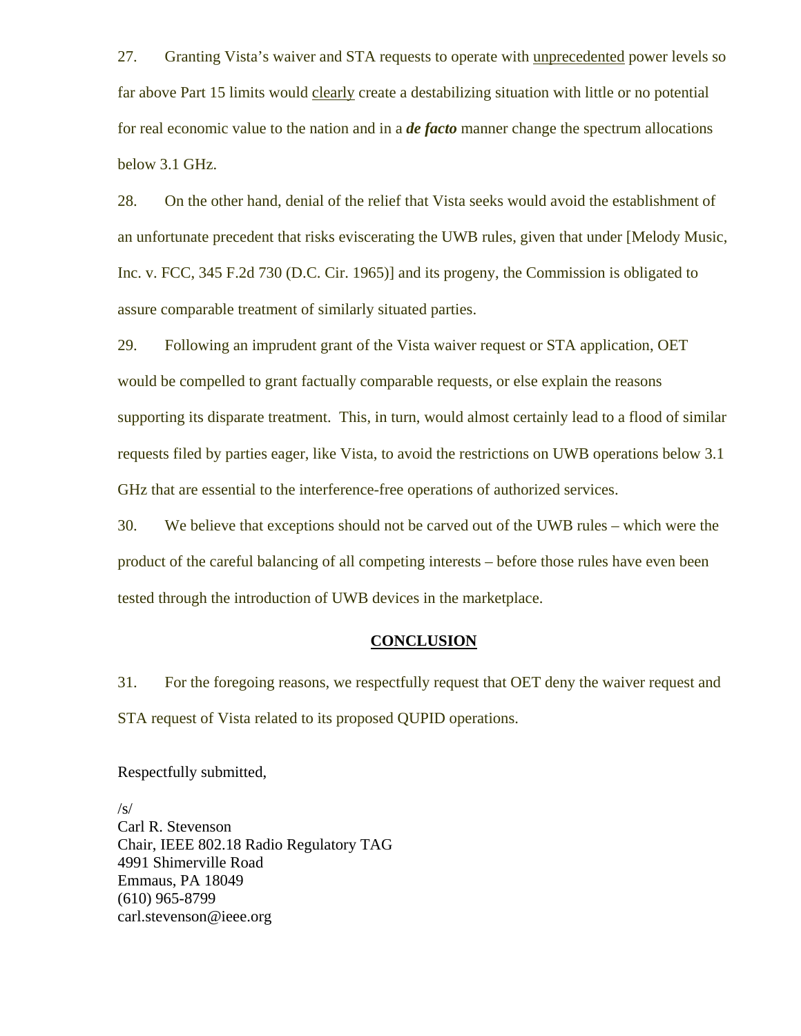27. Granting Vista's waiver and STA requests to operate with <u>unprecedented</u> power levels so far above Part 15 limits would <u>clearly</u> create a destabilizing situation with little or no potential for real economic value to the nation and in a ***de facto*** manner change the spectrum allocations below 3.1 GHz.

28. On the other hand, denial of the relief that Vista seeks would avoid the establishment of an unfortunate precedent that risks eviscerating the UWB rules, given that under [Melody Music, Inc. v. FCC, 345 F.2d 730 (D.C. Cir. 1965)] and its progeny, the Commission is obligated to assure comparable treatment of similarly situated parties.

29. Following an imprudent grant of the Vista waiver request or STA application, OET would be compelled to grant factually comparable requests, or else explain the reasons supporting its disparate treatment. This, in turn, would almost certainly lead to a flood of similar requests filed by parties eager, like Vista, to avoid the restrictions on UWB operations below 3.1 GHz that are essential to the interference-free operations of authorized services.

30. We believe that exceptions should not be carved out of the UWB rules – which were the product of the careful balancing of all competing interests – before those rules have even been tested through the introduction of UWB devices in the marketplace.

## CONCLUSION

31. For the foregoing reasons, we respectfully request that OET deny the waiver request and STA request of Vista related to its proposed QUPID operations.

Respectfully submitted,

/s/
Carl R. Stevenson
Chair, IEEE 802.18 Radio Regulatory TAG
4991 Shimerville Road
Emmaus, PA 18049
(610) 965-8799
carl.stevenson@ieee.org